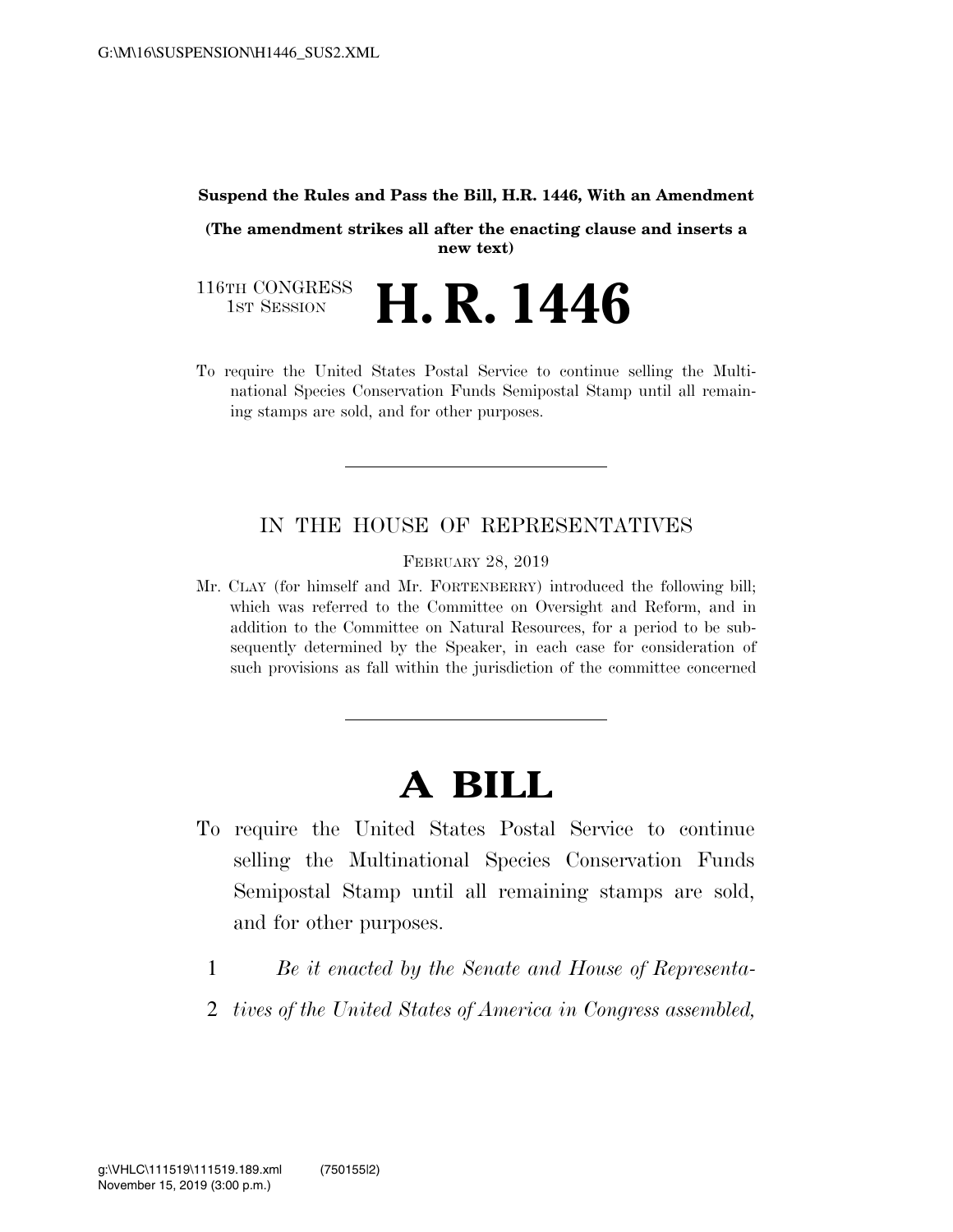**Suspend the Rules and Pass the Bill, H.R. 1446, With an Amendment**

**(The amendment strikes all after the enacting clause and inserts a new text)**

116TH CONGRESS
1ST SESSION

# H. R. 1446

To require the United States Postal Service to continue selling the Multinational Species Conservation Funds Semipostal Stamp until all remaining stamps are sold, and for other purposes.

---

IN THE HOUSE OF REPRESENTATIVES

FEBRUARY 28, 2019

Mr. CLAY (for himself and Mr. FORTENBERRY) introduced the following bill; which was referred to the Committee on Oversight and Reform, and in addition to the Committee on Natural Resources, for a period to be subsequently determined by the Speaker, in each case for consideration of such provisions as fall within the jurisdiction of the committee concerned

---

# A BILL

To require the United States Postal Service to continue selling the Multinational Species Conservation Funds Semipostal Stamp until all remaining stamps are sold, and for other purposes.

1 *Be it enacted by the Senate and House of Representa-*
2 *tives of the United States of America in Congress assembled,*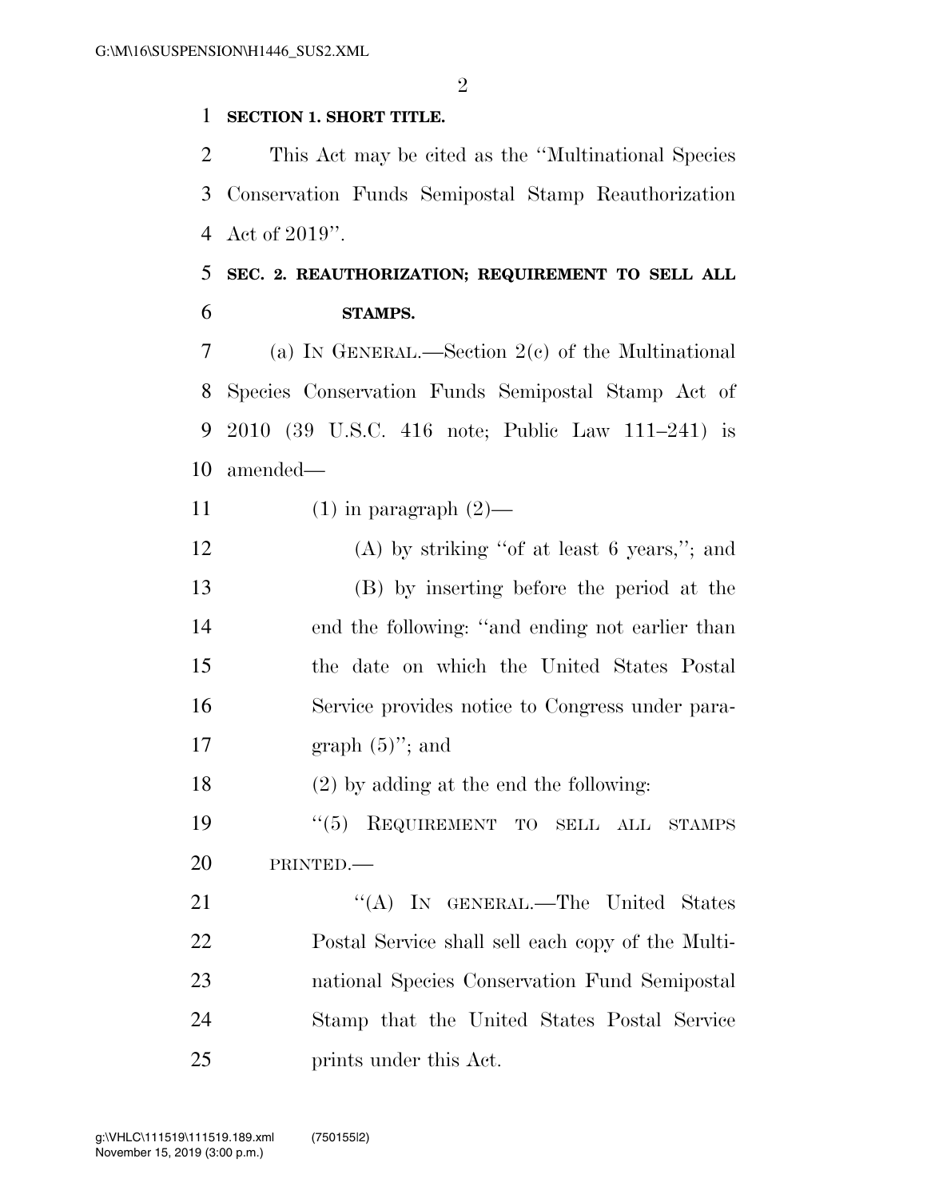**SECTION 1. SHORT TITLE.**

This Act may be cited as the "Multinational Species Conservation Funds Semipostal Stamp Reauthorization Act of 2019".

**SEC. 2. REAUTHORIZATION; REQUIREMENT TO SELL ALL STAMPS.**

(a) IN GENERAL.—Section 2(c) of the Multinational Species Conservation Funds Semipostal Stamp Act of 2010 (39 U.S.C. 416 note; Public Law 111–241) is amended—

(1) in paragraph (2)—

(A) by striking "of at least 6 years,"; and

(B) by inserting before the period at the end the following: "and ending not earlier than the date on which the United States Postal Service provides notice to Congress under paragraph (5)"; and

(2) by adding at the end the following:

"(5) REQUIREMENT TO SELL ALL STAMPS PRINTED.—

"(A) IN GENERAL.—The United States Postal Service shall sell each copy of the Multinational Species Conservation Fund Semipostal Stamp that the United States Postal Service prints under this Act.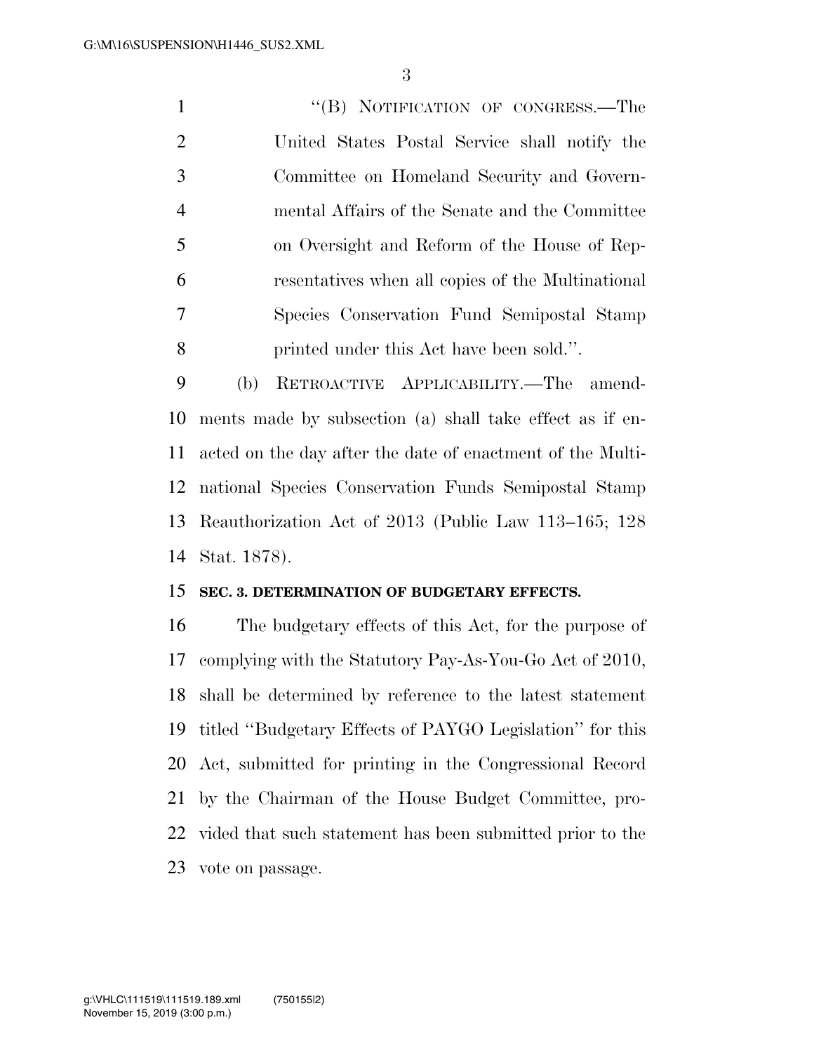"(B) NOTIFICATION OF CONGRESS.—The United States Postal Service shall notify the Committee on Homeland Security and Governmental Affairs of the Senate and the Committee on Oversight and Reform of the House of Representatives when all copies of the Multinational Species Conservation Fund Semipostal Stamp printed under this Act have been sold.".

(b) RETROACTIVE APPLICABILITY.—The amendments made by subsection (a) shall take effect as if enacted on the day after the date of enactment of the Multinational Species Conservation Funds Semipostal Stamp Reauthorization Act of 2013 (Public Law 113–165; 128 Stat. 1878).

**SEC. 3. DETERMINATION OF BUDGETARY EFFECTS.**

The budgetary effects of this Act, for the purpose of complying with the Statutory Pay-As-You-Go Act of 2010, shall be determined by reference to the latest statement titled "Budgetary Effects of PAYGO Legislation" for this Act, submitted for printing in the Congressional Record by the Chairman of the House Budget Committee, provided that such statement has been submitted prior to the vote on passage.